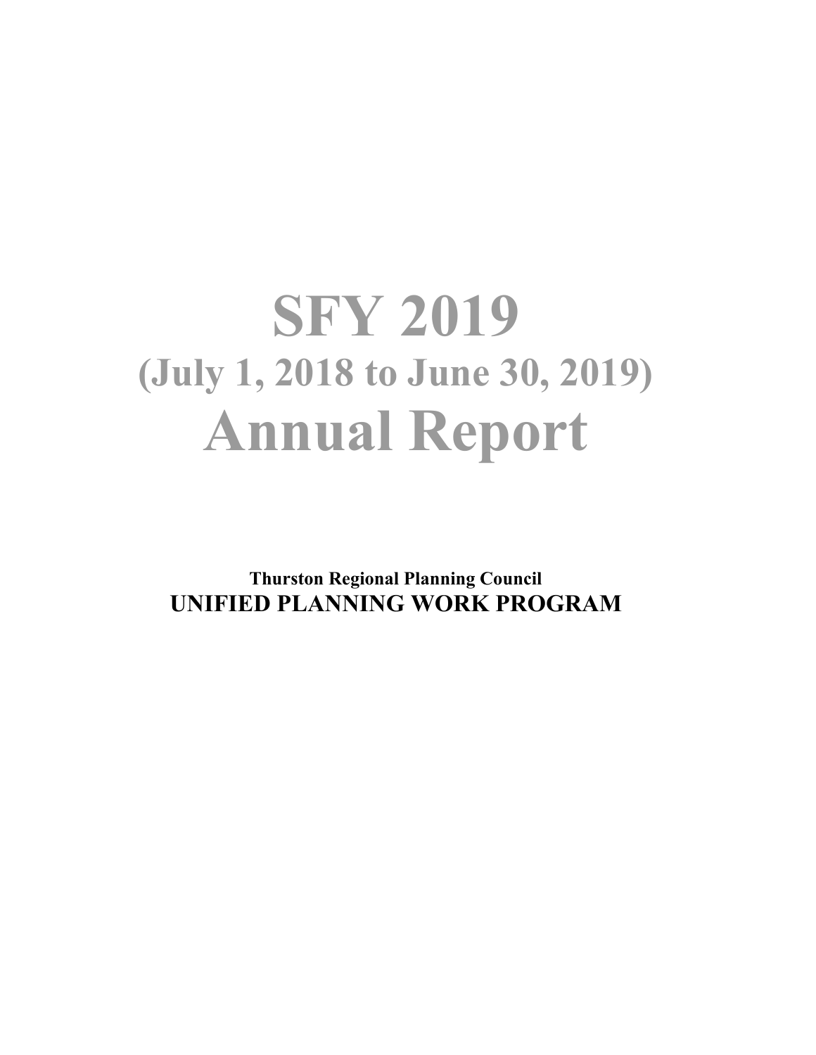# SFY 2019
## (July 1, 2018 to June 30, 2019)
# Annual Report

**Thurston Regional Planning Council**

**UNIFIED PLANNING WORK PROGRAM**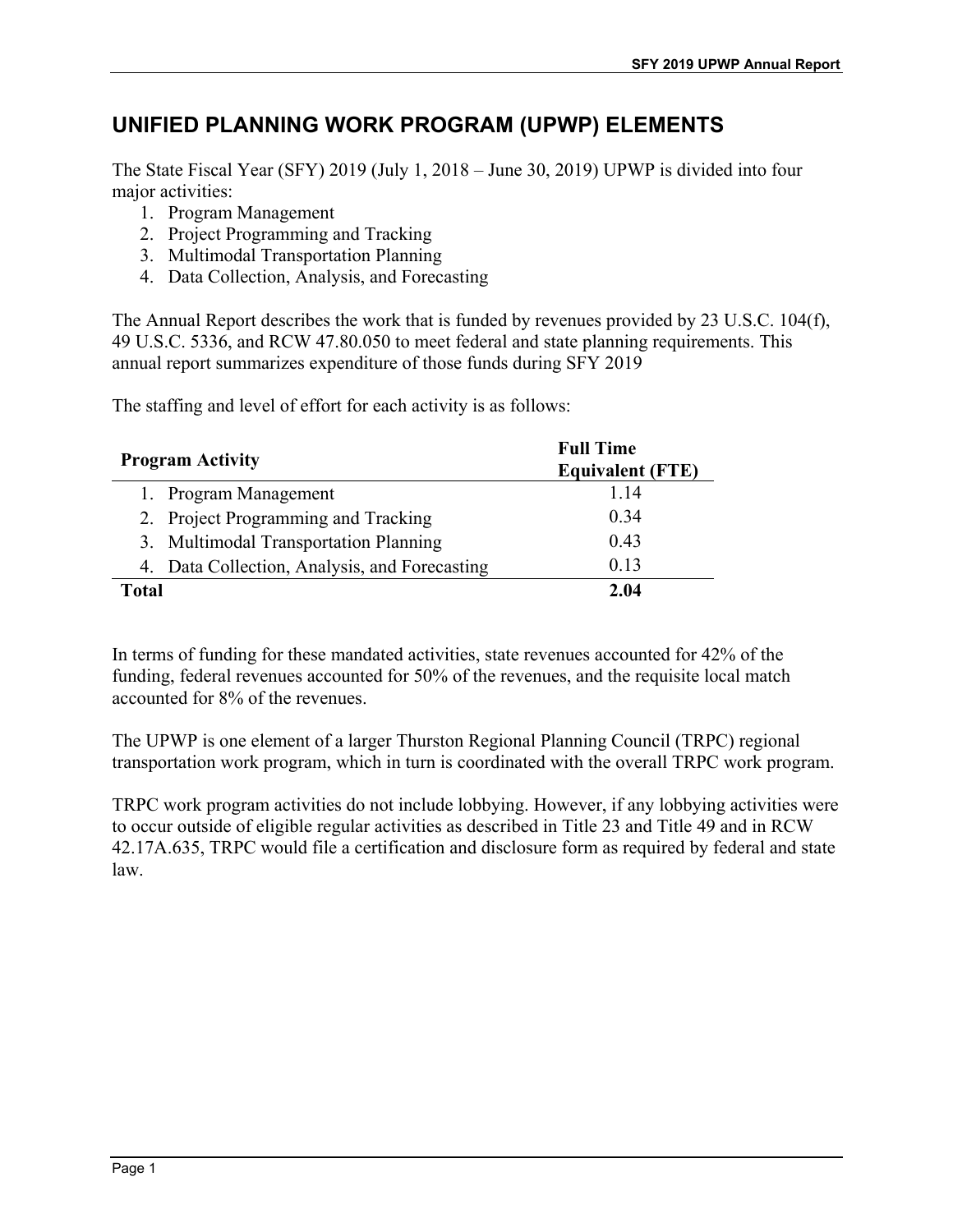# UNIFIED PLANNING WORK PROGRAM (UPWP) ELEMENTS

The State Fiscal Year (SFY) 2019 (July 1, 2018 – June 30, 2019) UPWP is divided into four major activities:

1. Program Management
2. Project Programming and Tracking
3. Multimodal Transportation Planning
4. Data Collection, Analysis, and Forecasting

The Annual Report describes the work that is funded by revenues provided by 23 U.S.C. 104(f), 49 U.S.C. 5336, and RCW 47.80.050 to meet federal and state planning requirements. This annual report summarizes expenditure of those funds during SFY 2019

The staffing and level of effort for each activity is as follows:

| Program Activity | Full Time Equivalent (FTE) |
|---|---|
| 1. Program Management | 1.14 |
| 2. Project Programming and Tracking | 0.34 |
| 3. Multimodal Transportation Planning | 0.43 |
| 4. Data Collection, Analysis, and Forecasting | 0.13 |
| **Total** | **2.04** |

In terms of funding for these mandated activities, state revenues accounted for 42% of the funding, federal revenues accounted for 50% of the revenues, and the requisite local match accounted for 8% of the revenues.

The UPWP is one element of a larger Thurston Regional Planning Council (TRPC) regional transportation work program, which in turn is coordinated with the overall TRPC work program.

TRPC work program activities do not include lobbying. However, if any lobbying activities were to occur outside of eligible regular activities as described in Title 23 and Title 49 and in RCW 42.17A.635, TRPC would file a certification and disclosure form as required by federal and state law.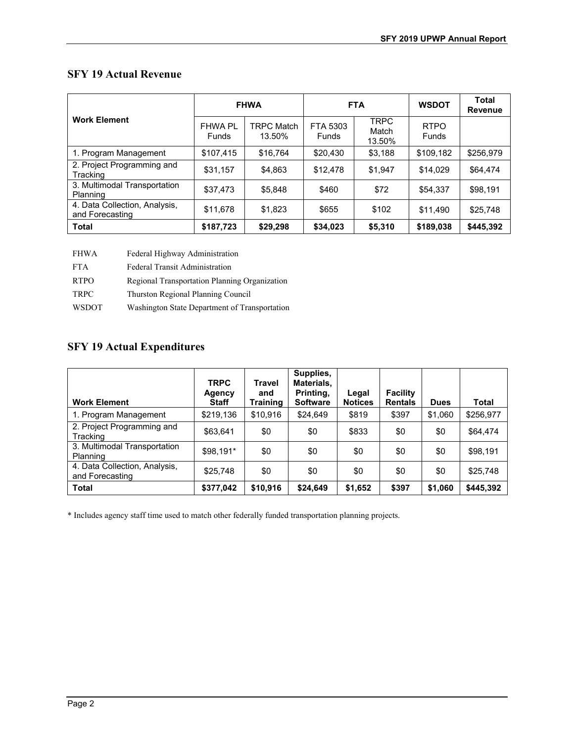## SFY 19 Actual Revenue

| Work Element | FHWA | | FTA | | WSDOT | Total Revenue |
|---|---|---|---|---|---|---|
| | FHWA PL Funds | TRPC Match 13.50% | FTA 5303 Funds | TRPC Match 13.50% | RTPO Funds | |
| 1. Program Management | $107,415 | $16,764 | $20,430 | $3,188 | $109,182 | $256,979 |
| 2. Project Programming and Tracking | $31,157 | $4,863 | $12,478 | $1,947 | $14,029 | $64,474 |
| 3. Multimodal Transportation Planning | $37,473 | $5,848 | $460 | $72 | $54,337 | $98,191 |
| 4. Data Collection, Analysis, and Forecasting | $11,678 | $1,823 | $655 | $102 | $11,490 | $25,748 |
| **Total** | **$187,723** | **$29,298** | **$34,023** | **$5,310** | **$189,038** | **$445,392** |

FHWA Federal Highway Administration

FTA Federal Transit Administration

RTPO Regional Transportation Planning Organization

TRPC Thurston Regional Planning Council

WSDOT Washington State Department of Transportation

## SFY 19 Actual Expenditures

| Work Element | TRPC Agency Staff | Travel and Training | Supplies, Materials, Printing, Software | Legal Notices | Facility Rentals | Dues | Total |
|---|---|---|---|---|---|---|---|
| 1. Program Management | $219,136 | $10,916 | $24,649 | $819 | $397 | $1,060 | $256,977 |
| 2. Project Programming and Tracking | $63,641 | $0 | $0 | $833 | $0 | $0 | $64,474 |
| 3. Multimodal Transportation Planning | $98,191* | $0 | $0 | $0 | $0 | $0 | $98,191 |
| 4. Data Collection, Analysis, and Forecasting | $25,748 | $0 | $0 | $0 | $0 | $0 | $25,748 |
| **Total** | **$377,042** | **$10,916** | **$24,649** | **$1,652** | **$397** | **$1,060** | **$445,392** |

* Includes agency staff time used to match other federally funded transportation planning projects.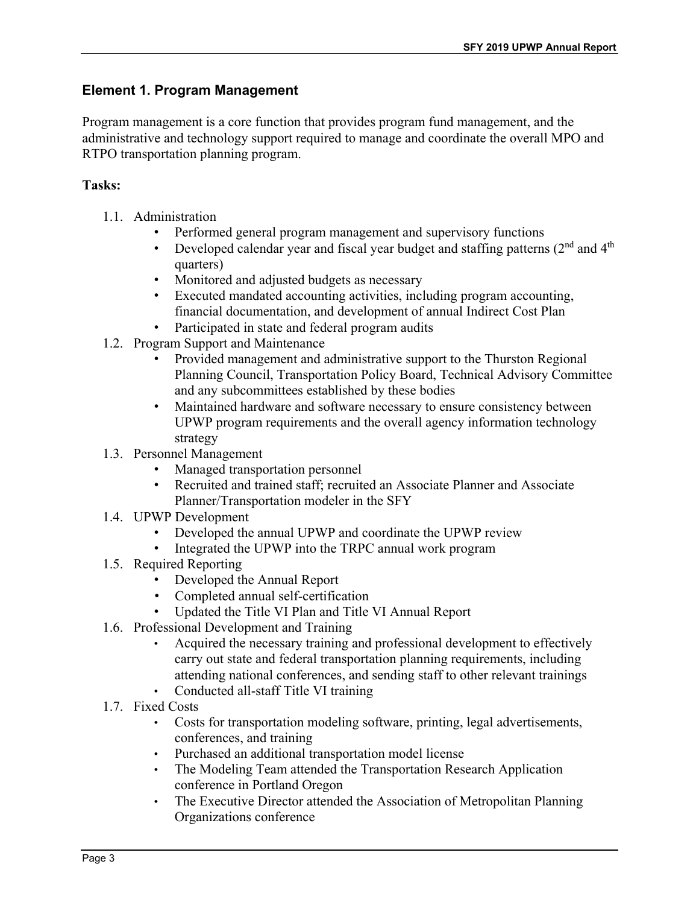## Element 1. Program Management

Program management is a core function that provides program fund management, and the administrative and technology support required to manage and coordinate the overall MPO and RTPO transportation planning program.

**Tasks:**

1.1. Administration
- Performed general program management and supervisory functions
- Developed calendar year and fiscal year budget and staffing patterns (2nd and 4th quarters)
- Monitored and adjusted budgets as necessary
- Executed mandated accounting activities, including program accounting, financial documentation, and development of annual Indirect Cost Plan
- Participated in state and federal program audits

1.2. Program Support and Maintenance
- Provided management and administrative support to the Thurston Regional Planning Council, Transportation Policy Board, Technical Advisory Committee and any subcommittees established by these bodies
- Maintained hardware and software necessary to ensure consistency between UPWP program requirements and the overall agency information technology strategy

1.3. Personnel Management
- Managed transportation personnel
- Recruited and trained staff; recruited an Associate Planner and Associate Planner/Transportation modeler in the SFY

1.4. UPWP Development
- Developed the annual UPWP and coordinate the UPWP review
- Integrated the UPWP into the TRPC annual work program

1.5. Required Reporting
- Developed the Annual Report
- Completed annual self-certification
- Updated the Title VI Plan and Title VI Annual Report

1.6. Professional Development and Training
- Acquired the necessary training and professional development to effectively carry out state and federal transportation planning requirements, including attending national conferences, and sending staff to other relevant trainings
- Conducted all-staff Title VI training

1.7. Fixed Costs
- Costs for transportation modeling software, printing, legal advertisements, conferences, and training
- Purchased an additional transportation model license
- The Modeling Team attended the Transportation Research Application conference in Portland Oregon
- The Executive Director attended the Association of Metropolitan Planning Organizations conference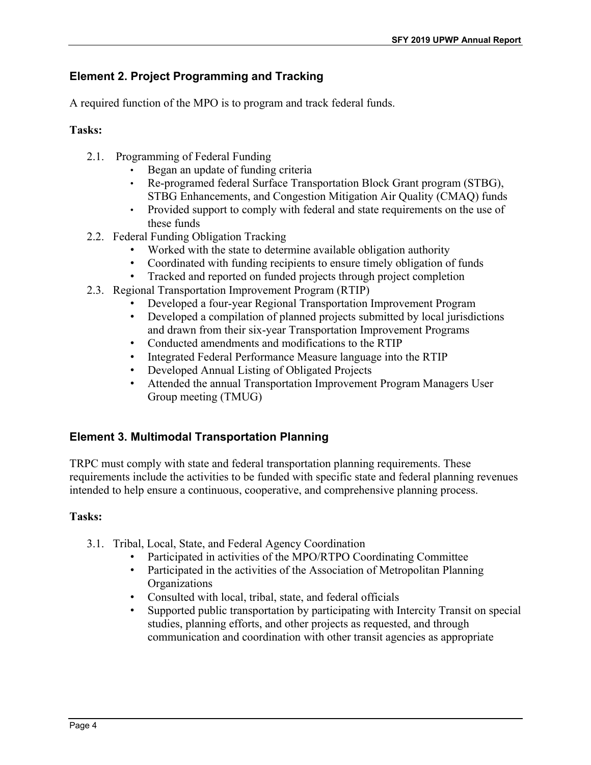## Element 2. Project Programming and Tracking

A required function of the MPO is to program and track federal funds.

**Tasks:**

2.1. Programming of Federal Funding
   - Began an update of funding criteria
   - Re-programed federal Surface Transportation Block Grant program (STBG), STBG Enhancements, and Congestion Mitigation Air Quality (CMAQ) funds
   - Provided support to comply with federal and state requirements on the use of these funds

2.2. Federal Funding Obligation Tracking
   - Worked with the state to determine available obligation authority
   - Coordinated with funding recipients to ensure timely obligation of funds
   - Tracked and reported on funded projects through project completion

2.3. Regional Transportation Improvement Program (RTIP)
   - Developed a four-year Regional Transportation Improvement Program
   - Developed a compilation of planned projects submitted by local jurisdictions and drawn from their six-year Transportation Improvement Programs
   - Conducted amendments and modifications to the RTIP
   - Integrated Federal Performance Measure language into the RTIP
   - Developed Annual Listing of Obligated Projects
   - Attended the annual Transportation Improvement Program Managers User Group meeting (TMUG)

## Element 3. Multimodal Transportation Planning

TRPC must comply with state and federal transportation planning requirements. These requirements include the activities to be funded with specific state and federal planning revenues intended to help ensure a continuous, cooperative, and comprehensive planning process.

**Tasks:**

3.1. Tribal, Local, State, and Federal Agency Coordination
   - Participated in activities of the MPO/RTPO Coordinating Committee
   - Participated in the activities of the Association of Metropolitan Planning Organizations
   - Consulted with local, tribal, state, and federal officials
   - Supported public transportation by participating with Intercity Transit on special studies, planning efforts, and other projects as requested, and through communication and coordination with other transit agencies as appropriate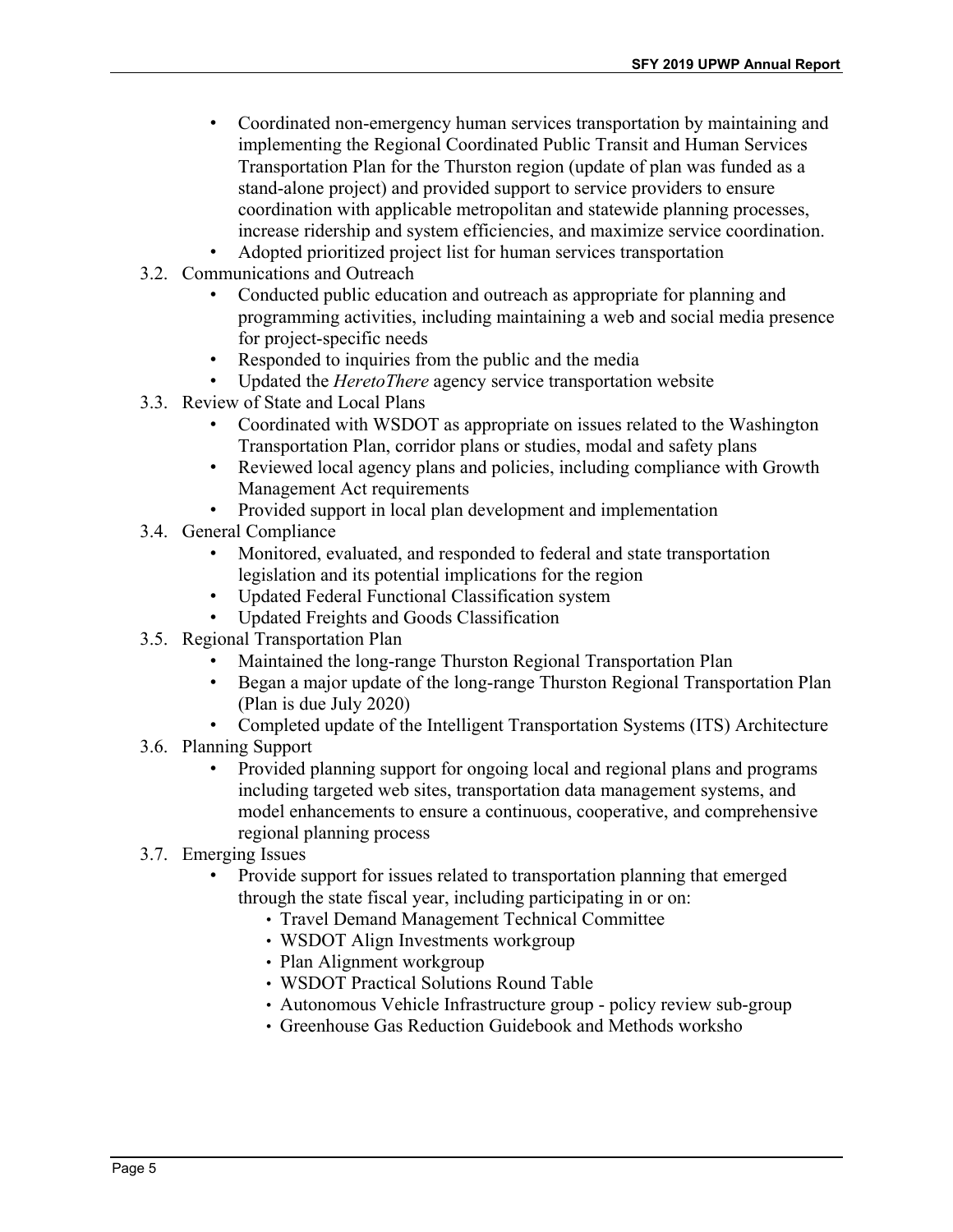- Coordinated non-emergency human services transportation by maintaining and implementing the Regional Coordinated Public Transit and Human Services Transportation Plan for the Thurston region (update of plan was funded as a stand-alone project) and provided support to service providers to ensure coordination with applicable metropolitan and statewide planning processes, increase ridership and system efficiencies, and maximize service coordination.
- Adopted prioritized project list for human services transportation

3.2. Communications and Outreach
- Conducted public education and outreach as appropriate for planning and programming activities, including maintaining a web and social media presence for project-specific needs
- Responded to inquiries from the public and the media
- Updated the *HeretoThere* agency service transportation website

3.3. Review of State and Local Plans
- Coordinated with WSDOT as appropriate on issues related to the Washington Transportation Plan, corridor plans or studies, modal and safety plans
- Reviewed local agency plans and policies, including compliance with Growth Management Act requirements
- Provided support in local plan development and implementation

3.4. General Compliance
- Monitored, evaluated, and responded to federal and state transportation legislation and its potential implications for the region
- Updated Federal Functional Classification system
- Updated Freights and Goods Classification

3.5. Regional Transportation Plan
- Maintained the long-range Thurston Regional Transportation Plan
- Began a major update of the long-range Thurston Regional Transportation Plan (Plan is due July 2020)
- Completed update of the Intelligent Transportation Systems (ITS) Architecture

3.6. Planning Support
- Provided planning support for ongoing local and regional plans and programs including targeted web sites, transportation data management systems, and model enhancements to ensure a continuous, cooperative, and comprehensive regional planning process

3.7. Emerging Issues
- Provide support for issues related to transportation planning that emerged through the state fiscal year, including participating in or on:
  - Travel Demand Management Technical Committee
  - WSDOT Align Investments workgroup
  - Plan Alignment workgroup
  - WSDOT Practical Solutions Round Table
  - Autonomous Vehicle Infrastructure group - policy review sub-group
  - Greenhouse Gas Reduction Guidebook and Methods worksho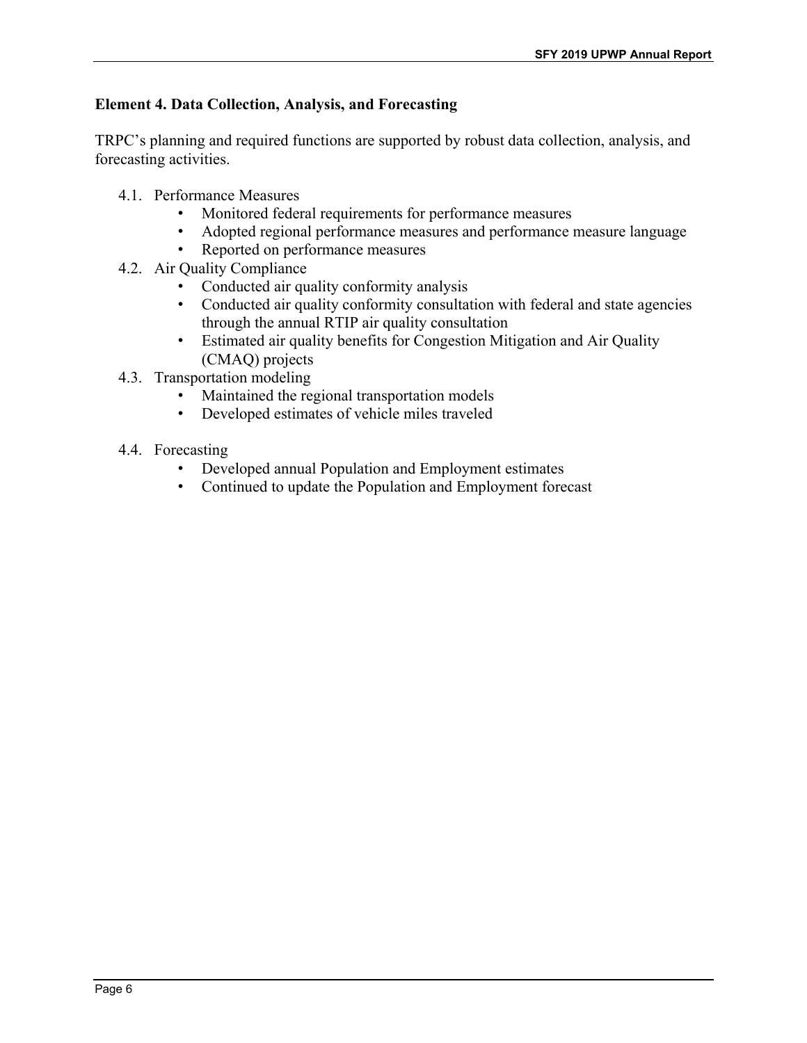## Element 4. Data Collection, Analysis, and Forecasting

TRPC's planning and required functions are supported by robust data collection, analysis, and forecasting activities.

- 4.1. Performance Measures
  - Monitored federal requirements for performance measures
  - Adopted regional performance measures and performance measure language
  - Reported on performance measures
- 4.2. Air Quality Compliance
  - Conducted air quality conformity analysis
  - Conducted air quality conformity consultation with federal and state agencies through the annual RTIP air quality consultation
  - Estimated air quality benefits for Congestion Mitigation and Air Quality (CMAQ) projects
- 4.3. Transportation modeling
  - Maintained the regional transportation models
  - Developed estimates of vehicle miles traveled
- 4.4. Forecasting
  - Developed annual Population and Employment estimates
  - Continued to update the Population and Employment forecast